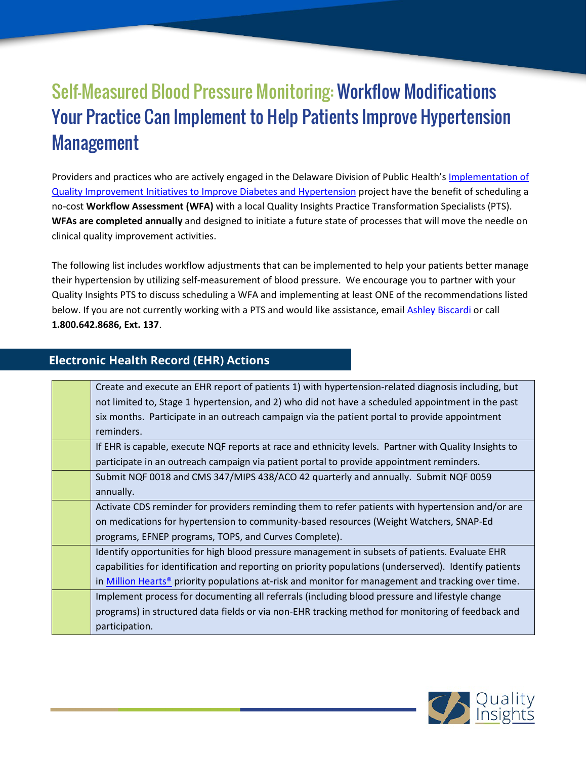# Self-Measured Blood Pressure Monitoring: Workflow Modifications Your Practice Can Implement to Help Patients Improve Hypertension Management

Providers and practices who are actively engaged in the Delaware Division of Public Health's [Implementation of Quality Improvement Initiatives to Improve Diabetes and Hypertension]() project have the benefit of scheduling a no-cost **Workflow Assessment (WFA)** with a local Quality Insights Practice Transformation Specialists (PTS). **WFAs are completed annually** and designed to initiate a future state of processes that will move the needle on clinical quality improvement activities.

The following list includes workflow adjustments that can be implemented to help your patients better manage their hypertension by utilizing self-measurement of blood pressure. We encourage you to partner with your Quality Insights PTS to discuss scheduling a WFA and implementing at least ONE of the recommendations listed below. If you are not currently working with a PTS and would like assistance, email [Ashley Biscardi]() or call **1.800.642.8686, Ext. 137**.

## Electronic Health Record (EHR) Actions

| | |
|---|---|
| | Create and execute an EHR report of patients 1) with hypertension-related diagnosis including, but not limited to, Stage 1 hypertension, and 2) who did not have a scheduled appointment in the past six months. Participate in an outreach campaign via the patient portal to provide appointment reminders. |
| | If EHR is capable, execute NQF reports at race and ethnicity levels. Partner with Quality Insights to participate in an outreach campaign via patient portal to provide appointment reminders. |
| | Submit NQF 0018 and CMS 347/MIPS 438/ACO 42 quarterly and annually. Submit NQF 0059 annually. |
| | Activate CDS reminder for providers reminding them to refer patients with hypertension and/or are on medications for hypertension to community-based resources (Weight Watchers, SNAP-Ed programs, EFNEP programs, TOPS, and Curves Complete). |
| | Identify opportunities for high blood pressure management in subsets of patients. Evaluate EHR capabilities for identification and reporting on priority populations (underserved). Identify patients in [Million Hearts®]() priority populations at-risk and monitor for management and tracking over time. |
| | Implement process for documenting all referrals (including blood pressure and lifestyle change programs) in structured data fields or via non-EHR tracking method for monitoring of feedback and participation. |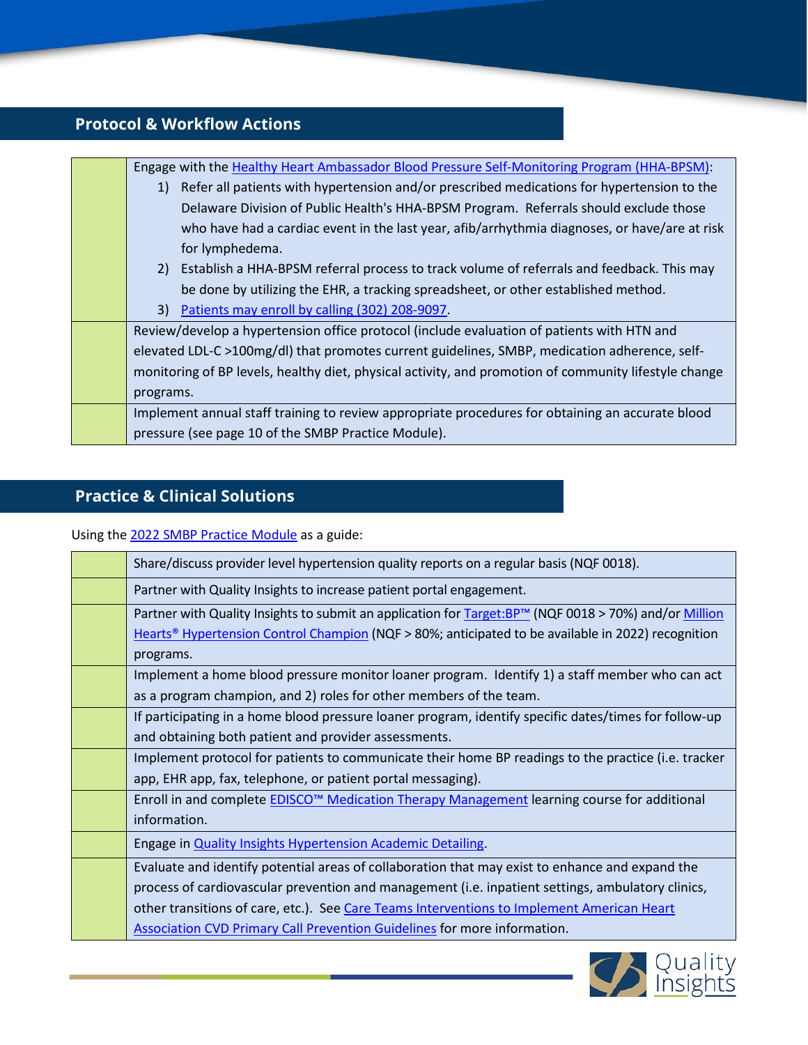## Protocol & Workflow Actions

| | |
|---|---|
| | Engage with the Healthy Heart Ambassador Blood Pressure Self-Monitoring Program (HHA-BPSM):<br>1) Refer all patients with hypertension and/or prescribed medications for hypertension to the Delaware Division of Public Health's HHA-BPSM Program. Referrals should exclude those who have had a cardiac event in the last year, afib/arrhythmia diagnoses, or have/are at risk for lymphedema.<br>2) Establish a HHA-BPSM referral process to track volume of referrals and feedback. This may be done by utilizing the EHR, a tracking spreadsheet, or other established method.<br>3) Patients may enroll by calling (302) 208-9097. |
| | Review/develop a hypertension office protocol (include evaluation of patients with HTN and elevated LDL-C >100mg/dl) that promotes current guidelines, SMBP, medication adherence, self-monitoring of BP levels, healthy diet, physical activity, and promotion of community lifestyle change programs. |
| | Implement annual staff training to review appropriate procedures for obtaining an accurate blood pressure (see page 10 of the SMBP Practice Module). |

## Practice & Clinical Solutions

Using the 2022 SMBP Practice Module as a guide:

| | |
|---|---|
| | Share/discuss provider level hypertension quality reports on a regular basis (NQF 0018). |
| | Partner with Quality Insights to increase patient portal engagement. |
| | Partner with Quality Insights to submit an application for Target:BP™ (NQF 0018 > 70%) and/or Million Hearts® Hypertension Control Champion (NQF > 80%; anticipated to be available in 2022) recognition programs. |
| | Implement a home blood pressure monitor loaner program. Identify 1) a staff member who can act as a program champion, and 2) roles for other members of the team. |
| | If participating in a home blood pressure loaner program, identify specific dates/times for follow-up and obtaining both patient and provider assessments. |
| | Implement protocol for patients to communicate their home BP readings to the practice (i.e. tracker app, EHR app, fax, telephone, or patient portal messaging). |
| | Enroll in and complete EDISCO™ Medication Therapy Management learning course for additional information. |
| | Engage in Quality Insights Hypertension Academic Detailing. |
| | Evaluate and identify potential areas of collaboration that may exist to enhance and expand the process of cardiovascular prevention and management (i.e. inpatient settings, ambulatory clinics, other transitions of care, etc.). See Care Teams Interventions to Implement American Heart Association CVD Primary Call Prevention Guidelines for more information. |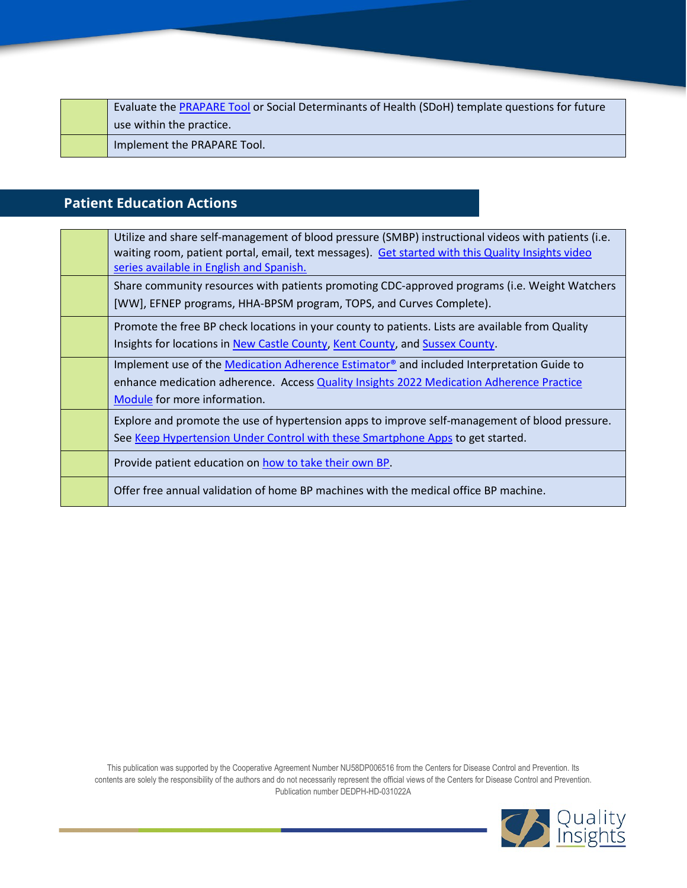| | |
|---|---|
| | Evaluate the PRAPARE Tool or Social Determinants of Health (SDoH) template questions for future use within the practice. |
| | Implement the PRAPARE Tool. |

## Patient Education Actions

| | |
|---|---|
| | Utilize and share self-management of blood pressure (SMBP) instructional videos with patients (i.e. waiting room, patient portal, email, text messages). Get started with this Quality Insights video series available in English and Spanish. |
| | Share community resources with patients promoting CDC-approved programs (i.e. Weight Watchers [WW], EFNEP programs, HHA-BPSM program, TOPS, and Curves Complete). |
| | Promote the free BP check locations in your county to patients. Lists are available from Quality Insights for locations in New Castle County, Kent County, and Sussex County. |
| | Implement use of the Medication Adherence Estimator® and included Interpretation Guide to enhance medication adherence. Access Quality Insights 2022 Medication Adherence Practice Module for more information. |
| | Explore and promote the use of hypertension apps to improve self-management of blood pressure. See Keep Hypertension Under Control with these Smartphone Apps to get started. |
| | Provide patient education on how to take their own BP. |
| | Offer free annual validation of home BP machines with the medical office BP machine. |

This publication was supported by the Cooperative Agreement Number NU58DP006516 from the Centers for Disease Control and Prevention. Its contents are solely the responsibility of the authors and do not necessarily represent the official views of the Centers for Disease Control and Prevention. Publication number DEDPH-HD-031022A